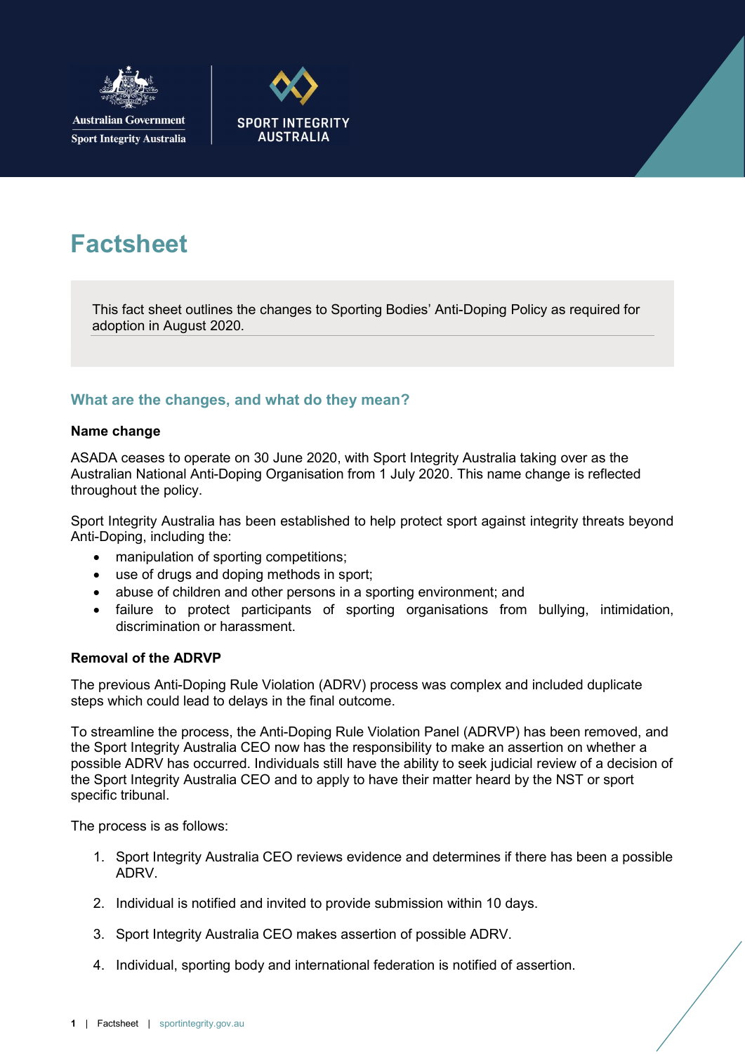Australian Government
Sport Integrity Australia

SPORT INTEGRITY AUSTRALIA

# Factsheet

This fact sheet outlines the changes to Sporting Bodies' Anti-Doping Policy as required for adoption in August 2020.

## What are the changes, and what do they mean?

### Name change

ASADA ceases to operate on 30 June 2020, with Sport Integrity Australia taking over as the Australian National Anti-Doping Organisation from 1 July 2020. This name change is reflected throughout the policy.

Sport Integrity Australia has been established to help protect sport against integrity threats beyond Anti-Doping, including the:

- manipulation of sporting competitions;
- use of drugs and doping methods in sport;
- abuse of children and other persons in a sporting environment; and
- failure to protect participants of sporting organisations from bullying, intimidation, discrimination or harassment.

### Removal of the ADRVP

The previous Anti-Doping Rule Violation (ADRV) process was complex and included duplicate steps which could lead to delays in the final outcome.

To streamline the process, the Anti-Doping Rule Violation Panel (ADRVP) has been removed, and the Sport Integrity Australia CEO now has the responsibility to make an assertion on whether a possible ADRV has occurred. Individuals still have the ability to seek judicial review of a decision of the Sport Integrity Australia CEO and to apply to have their matter heard by the NST or sport specific tribunal.

The process is as follows:

1. Sport Integrity Australia CEO reviews evidence and determines if there has been a possible ADRV.
2. Individual is notified and invited to provide submission within 10 days.
3. Sport Integrity Australia CEO makes assertion of possible ADRV.
4. Individual, sporting body and international federation is notified of assertion.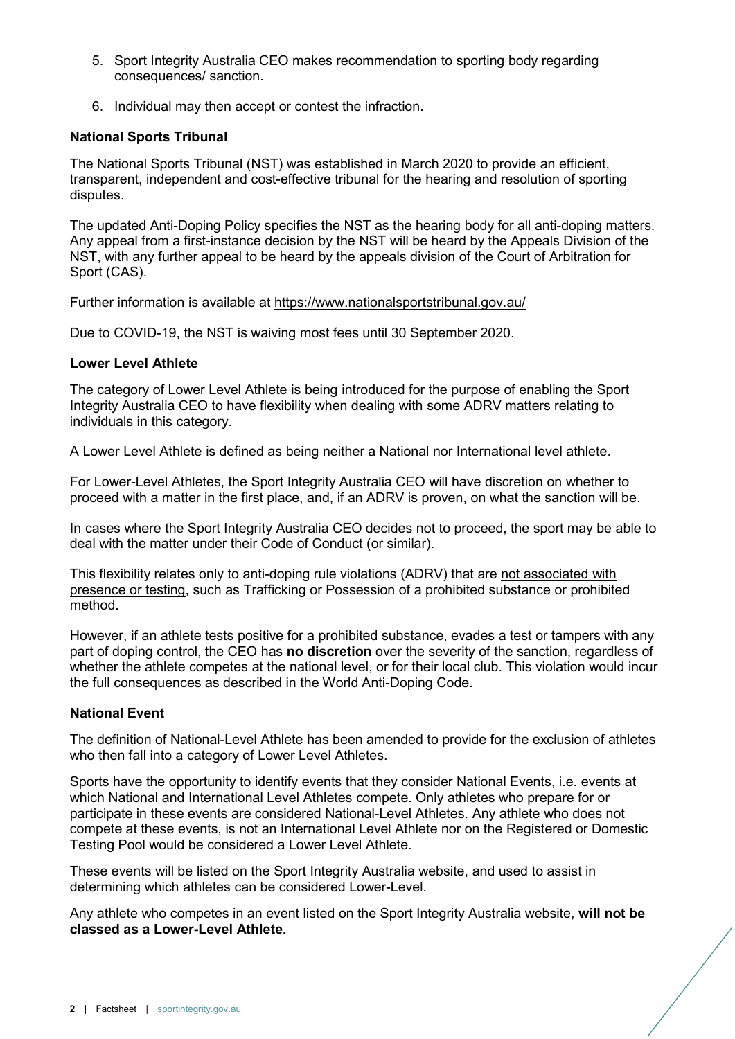5. Sport Integrity Australia CEO makes recommendation to sporting body regarding consequences/ sanction.

6. Individual may then accept or contest the infraction.

**National Sports Tribunal**

The National Sports Tribunal (NST) was established in March 2020 to provide an efficient, transparent, independent and cost-effective tribunal for the hearing and resolution of sporting disputes.

The updated Anti-Doping Policy specifies the NST as the hearing body for all anti-doping matters. Any appeal from a first-instance decision by the NST will be heard by the Appeals Division of the NST, with any further appeal to be heard by the appeals division of the Court of Arbitration for Sport (CAS).

Further information is available at https://www.nationalsportstribunal.gov.au/

Due to COVID-19, the NST is waiving most fees until 30 September 2020.

**Lower Level Athlete**

The category of Lower Level Athlete is being introduced for the purpose of enabling the Sport Integrity Australia CEO to have flexibility when dealing with some ADRV matters relating to individuals in this category.

A Lower Level Athlete is defined as being neither a National nor International level athlete.

For Lower-Level Athletes, the Sport Integrity Australia CEO will have discretion on whether to proceed with a matter in the first place, and, if an ADRV is proven, on what the sanction will be.

In cases where the Sport Integrity Australia CEO decides not to proceed, the sport may be able to deal with the matter under their Code of Conduct (or similar).

This flexibility relates only to anti-doping rule violations (ADRV) that are not associated with presence or testing, such as Trafficking or Possession of a prohibited substance or prohibited method.

However, if an athlete tests positive for a prohibited substance, evades a test or tampers with any part of doping control, the CEO has **no discretion** over the severity of the sanction, regardless of whether the athlete competes at the national level, or for their local club. This violation would incur the full consequences as described in the World Anti-Doping Code.

**National Event**

The definition of National-Level Athlete has been amended to provide for the exclusion of athletes who then fall into a category of Lower Level Athletes.

Sports have the opportunity to identify events that they consider National Events, i.e. events at which National and International Level Athletes compete. Only athletes who prepare for or participate in these events are considered National-Level Athletes. Any athlete who does not compete at these events, is not an International Level Athlete nor on the Registered or Domestic Testing Pool would be considered a Lower Level Athlete.

These events will be listed on the Sport Integrity Australia website, and used to assist in determining which athletes can be considered Lower-Level.

Any athlete who competes in an event listed on the Sport Integrity Australia website, **will not be classed as a Lower-Level Athlete.**